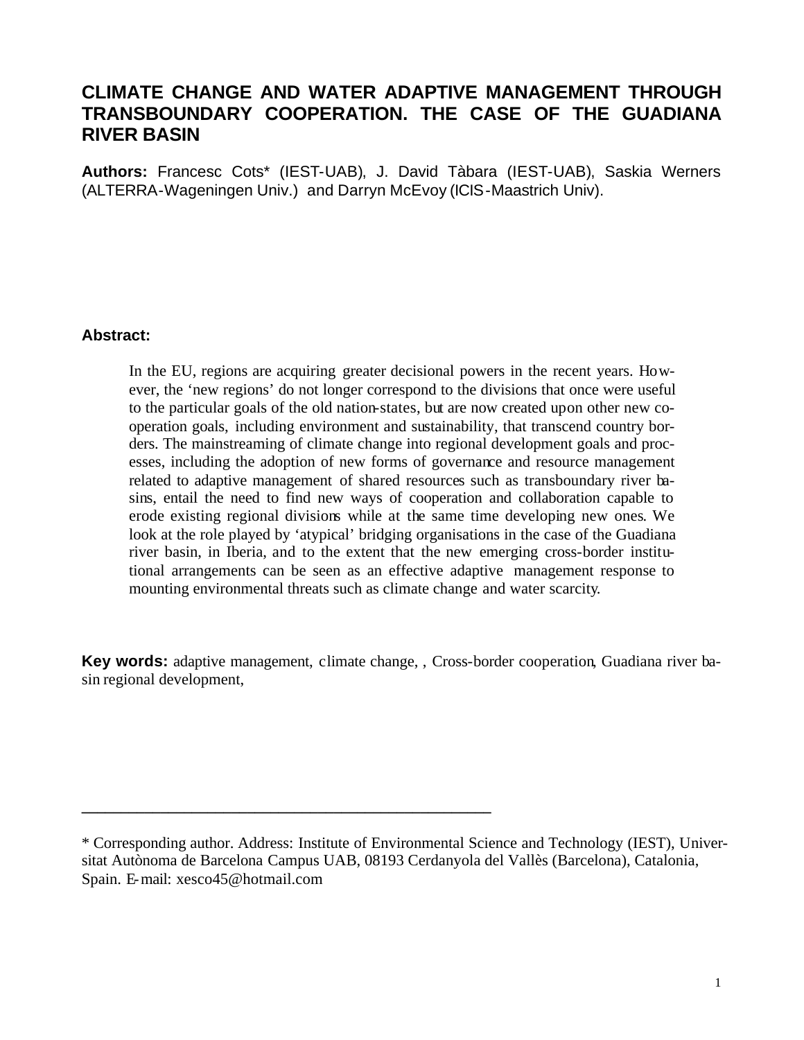# CLIMATE CHANGE AND WATER ADAPTIVE MANAGEMENT THROUGH TRANSBOUNDARY COOPERATION. THE CASE OF THE GUADIANA RIVER BASIN

**Authors:** Francesc Cots* (IEST-UAB), J. David Tàbara (IEST-UAB), Saskia Werners (ALTERRA-Wageningen Univ.) and Darryn McEvoy (ICIS-Maastrich Univ).

**Abstract:**

In the EU, regions are acquiring greater decisional powers in the recent years. However, the 'new regions' do not longer correspond to the divisions that once were useful to the particular goals of the old nation-states, but are now created upon other new cooperation goals, including environment and sustainability, that transcend country borders. The mainstreaming of climate change into regional development goals and processes, including the adoption of new forms of governance and resource management related to adaptive management of shared resources such as transboundary river basins, entail the need to find new ways of cooperation and collaboration capable to erode existing regional divisions while at the same time developing new ones. We look at the role played by 'atypical' bridging organisations in the case of the Guadiana river basin, in Iberia, and to the extent that the new emerging cross-border institutional arrangements can be seen as an effective adaptive management response to mounting environmental threats such as climate change and water scarcity.

**Key words:** adaptive management, climate change, , Cross-border cooperation, Guadiana river basin regional development,

---

\* Corresponding author. Address: Institute of Environmental Science and Technology (IEST), Universitat Autònoma de Barcelona Campus UAB, 08193 Cerdanyola del Vallès (Barcelona), Catalonia, Spain. E-mail: xesco45@hotmail.com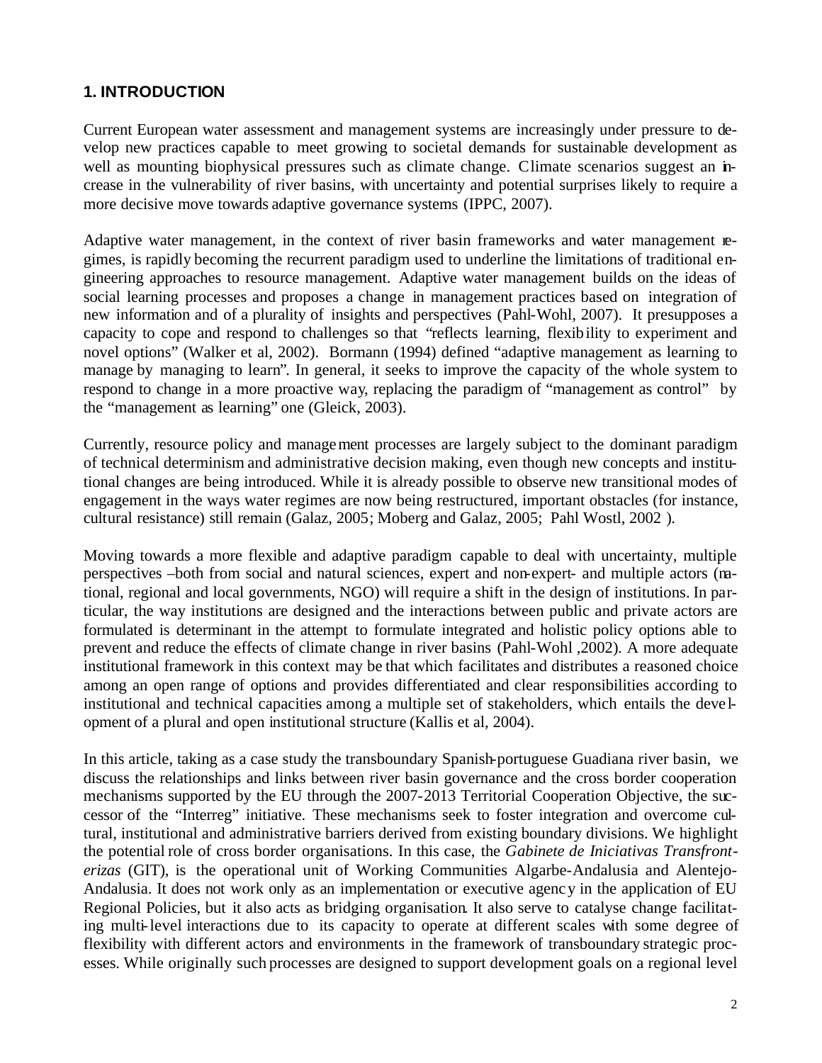## 1. INTRODUCTION

Current European water assessment and management systems are increasingly under pressure to develop new practices capable to meet growing to societal demands for sustainable development as well as mounting biophysical pressures such as climate change. Climate scenarios suggest an increase in the vulnerability of river basins, with uncertainty and potential surprises likely to require a more decisive move towards adaptive governance systems (IPPC, 2007).

Adaptive water management, in the context of river basin frameworks and water management regimes, is rapidly becoming the recurrent paradigm used to underline the limitations of traditional engineering approaches to resource management. Adaptive water management builds on the ideas of social learning processes and proposes a change in management practices based on integration of new information and of a plurality of insights and perspectives (Pahl-Wohl, 2007). It presupposes a capacity to cope and respond to challenges so that "reflects learning, flexibility to experiment and novel options" (Walker et al, 2002). Bormann (1994) defined "adaptive management as learning to manage by managing to learn". In general, it seeks to improve the capacity of the whole system to respond to change in a more proactive way, replacing the paradigm of "management as control" by the "management as learning" one (Gleick, 2003).

Currently, resource policy and management processes are largely subject to the dominant paradigm of technical determinism and administrative decision making, even though new concepts and institutional changes are being introduced. While it is already possible to observe new transitional modes of engagement in the ways water regimes are now being restructured, important obstacles (for instance, cultural resistance) still remain (Galaz, 2005; Moberg and Galaz, 2005; Pahl Wostl, 2002 ).

Moving towards a more flexible and adaptive paradigm capable to deal with uncertainty, multiple perspectives –both from social and natural sciences, expert and non-expert- and multiple actors (national, regional and local governments, NGO) will require a shift in the design of institutions. In particular, the way institutions are designed and the interactions between public and private actors are formulated is determinant in the attempt to formulate integrated and holistic policy options able to prevent and reduce the effects of climate change in river basins (Pahl-Wohl ,2002). A more adequate institutional framework in this context may be that which facilitates and distributes a reasoned choice among an open range of options and provides differentiated and clear responsibilities according to institutional and technical capacities among a multiple set of stakeholders, which entails the development of a plural and open institutional structure (Kallis et al, 2004).

In this article, taking as a case study the transboundary Spanish-portuguese Guadiana river basin, we discuss the relationships and links between river basin governance and the cross border cooperation mechanisms supported by the EU through the 2007-2013 Territorial Cooperation Objective, the successor of the "Interreg" initiative. These mechanisms seek to foster integration and overcome cultural, institutional and administrative barriers derived from existing boundary divisions. We highlight the potential role of cross border organisations. In this case, the *Gabinete de Iniciativas Transfronterizas* (GIT), is the operational unit of Working Communities Algarbe-Andalusia and Alentejo-Andalusia. It does not work only as an implementation or executive agency in the application of EU Regional Policies, but it also acts as bridging organisation. It also serve to catalyse change facilitating multi-level interactions due to its capacity to operate at different scales with some degree of flexibility with different actors and environments in the framework of transboundary strategic processes. While originally such processes are designed to support development goals on a regional level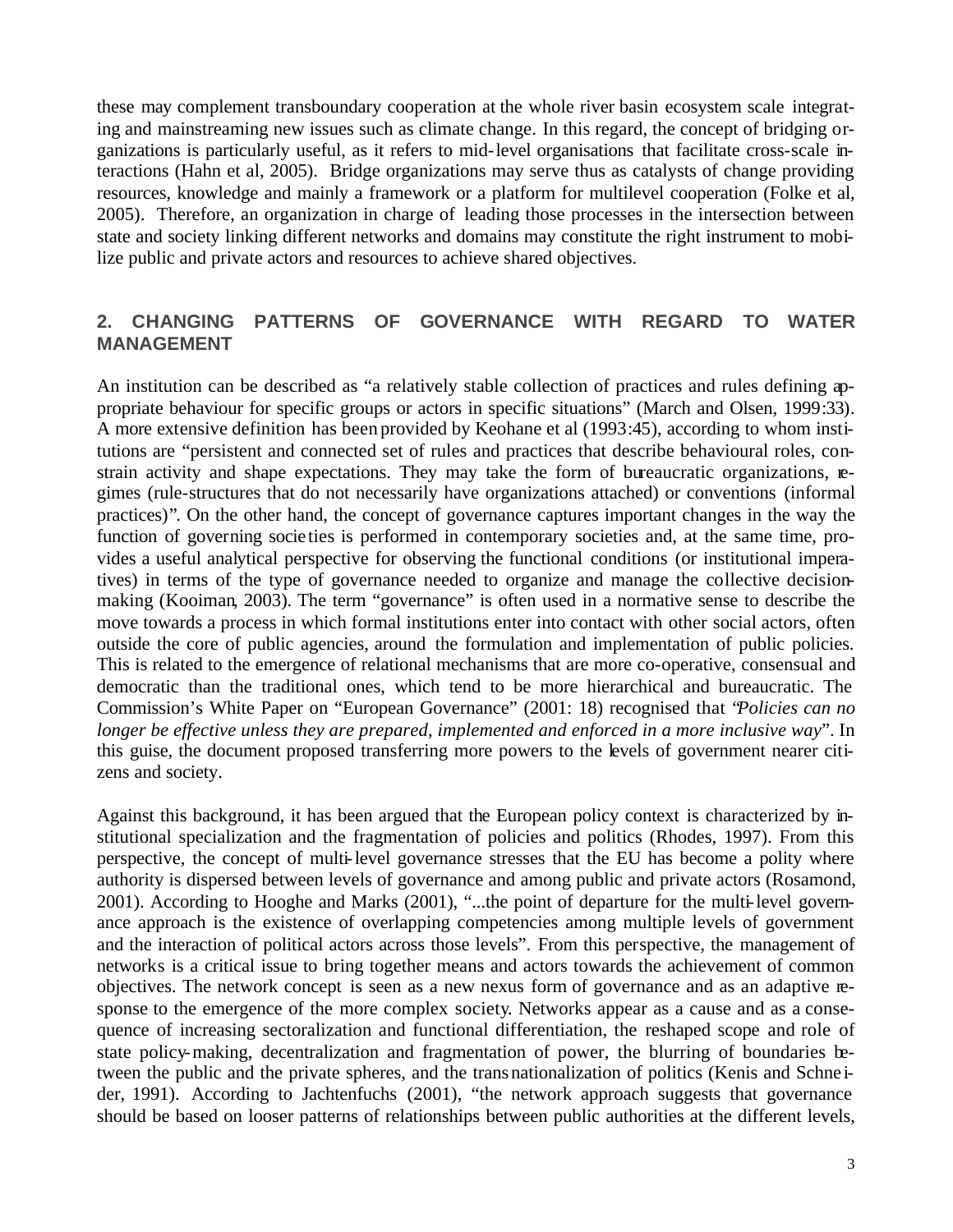these may complement transboundary cooperation at the whole river basin ecosystem scale integrating and mainstreaming new issues such as climate change. In this regard, the concept of bridging organizations is particularly useful, as it refers to mid-level organisations that facilitate cross-scale interactions (Hahn et al, 2005). Bridge organizations may serve thus as catalysts of change providing resources, knowledge and mainly a framework or a platform for multilevel cooperation (Folke et al, 2005). Therefore, an organization in charge of leading those processes in the intersection between state and society linking different networks and domains may constitute the right instrument to mobilize public and private actors and resources to achieve shared objectives.

## 2. CHANGING PATTERNS OF GOVERNANCE WITH REGARD TO WATER MANAGEMENT

An institution can be described as "a relatively stable collection of practices and rules defining appropriate behaviour for specific groups or actors in specific situations" (March and Olsen, 1999:33). A more extensive definition has been provided by Keohane et al (1993:45), according to whom institutions are "persistent and connected set of rules and practices that describe behavioural roles, constrain activity and shape expectations. They may take the form of bureaucratic organizations, regimes (rule-structures that do not necessarily have organizations attached) or conventions (informal practices)". On the other hand, the concept of governance captures important changes in the way the function of governing societies is performed in contemporary societies and, at the same time, provides a useful analytical perspective for observing the functional conditions (or institutional imperatives) in terms of the type of governance needed to organize and manage the collective decision-making (Kooiman, 2003). The term "governance" is often used in a normative sense to describe the move towards a process in which formal institutions enter into contact with other social actors, often outside the core of public agencies, around the formulation and implementation of public policies. This is related to the emergence of relational mechanisms that are more co-operative, consensual and democratic than the traditional ones, which tend to be more hierarchical and bureaucratic. The Commission's White Paper on "European Governance" (2001: 18) recognised that "*Policies can no longer be effective unless they are prepared, implemented and enforced in a more inclusive way*". In this guise, the document proposed transferring more powers to the levels of government nearer citizens and society.

Against this background, it has been argued that the European policy context is characterized by institutional specialization and the fragmentation of policies and politics (Rhodes, 1997). From this perspective, the concept of multi-level governance stresses that the EU has become a polity where authority is dispersed between levels of governance and among public and private actors (Rosamond, 2001). According to Hooghe and Marks (2001), "...the point of departure for the multi-level governance approach is the existence of overlapping competencies among multiple levels of government and the interaction of political actors across those levels". From this perspective, the management of networks is a critical issue to bring together means and actors towards the achievement of common objectives. The network concept is seen as a new nexus form of governance and as an adaptive response to the emergence of the more complex society. Networks appear as a cause and as a consequence of increasing sectoralization and functional differentiation, the reshaped scope and role of state policy-making, decentralization and fragmentation of power, the blurring of boundaries between the public and the private spheres, and the transnationalization of politics (Kenis and Schneider, 1991). According to Jachtenfuchs (2001), "the network approach suggests that governance should be based on looser patterns of relationships between public authorities at the different levels,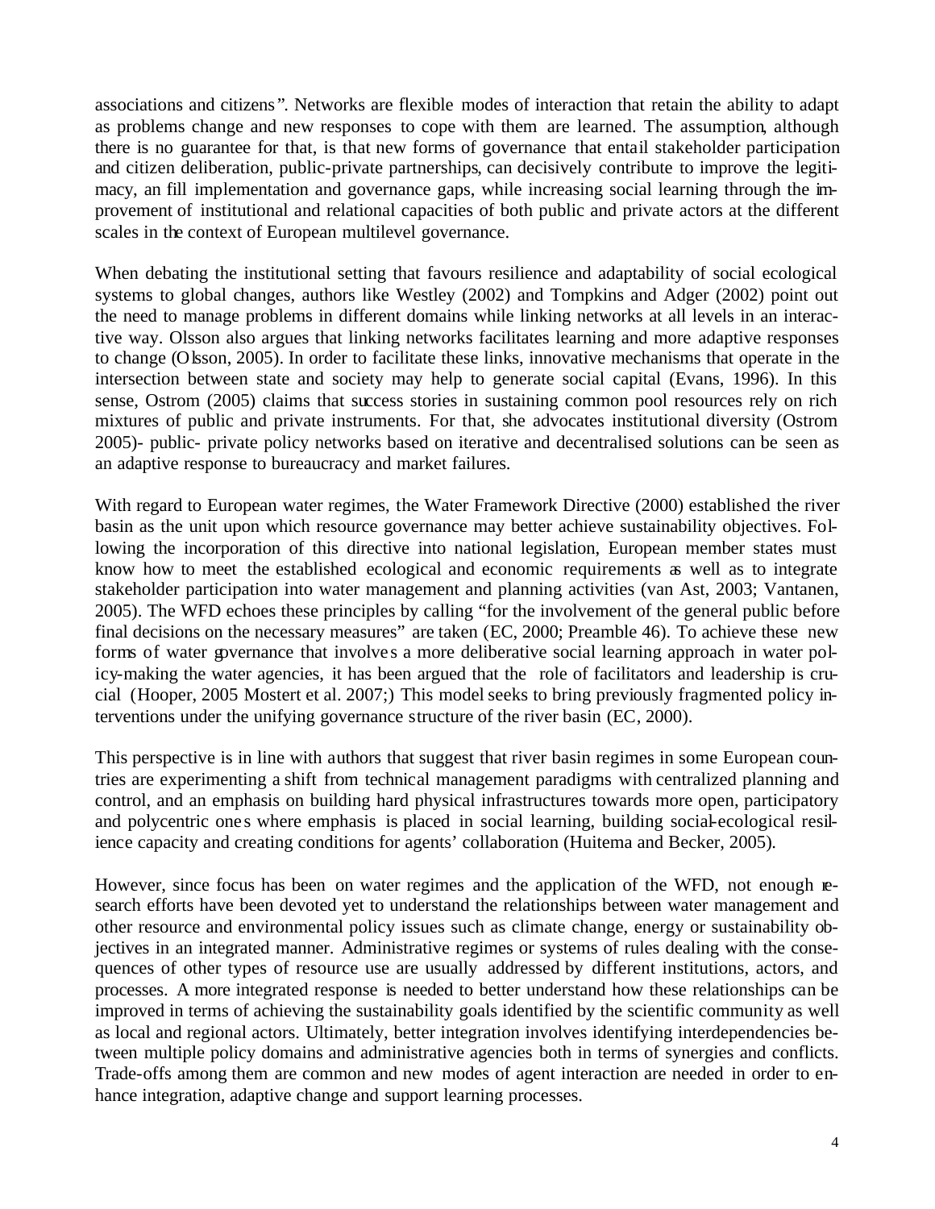associations and citizens". Networks are flexible modes of interaction that retain the ability to adapt as problems change and new responses to cope with them are learned. The assumption, although there is no guarantee for that, is that new forms of governance that entail stakeholder participation and citizen deliberation, public-private partnerships, can decisively contribute to improve the legitimacy, an fill implementation and governance gaps, while increasing social learning through the improvement of institutional and relational capacities of both public and private actors at the different scales in the context of European multilevel governance.

When debating the institutional setting that favours resilience and adaptability of social ecological systems to global changes, authors like Westley (2002) and Tompkins and Adger (2002) point out the need to manage problems in different domains while linking networks at all levels in an interactive way. Olsson also argues that linking networks facilitates learning and more adaptive responses to change (Olsson, 2005). In order to facilitate these links, innovative mechanisms that operate in the intersection between state and society may help to generate social capital (Evans, 1996). In this sense, Ostrom (2005) claims that success stories in sustaining common pool resources rely on rich mixtures of public and private instruments. For that, she advocates institutional diversity (Ostrom 2005)- public- private policy networks based on iterative and decentralised solutions can be seen as an adaptive response to bureaucracy and market failures.

With regard to European water regimes, the Water Framework Directive (2000) established the river basin as the unit upon which resource governance may better achieve sustainability objectives. Following the incorporation of this directive into national legislation, European member states must know how to meet the established ecological and economic requirements as well as to integrate stakeholder participation into water management and planning activities (van Ast, 2003; Vantanen, 2005). The WFD echoes these principles by calling "for the involvement of the general public before final decisions on the necessary measures" are taken (EC, 2000; Preamble 46). To achieve these new forms of water governance that involves a more deliberative social learning approach in water policy-making the water agencies, it has been argued that the role of facilitators and leadership is crucial (Hooper, 2005 Mostert et al. 2007;) This model seeks to bring previously fragmented policy interventions under the unifying governance structure of the river basin (EC, 2000).

This perspective is in line with authors that suggest that river basin regimes in some European countries are experimenting a shift from technical management paradigms with centralized planning and control, and an emphasis on building hard physical infrastructures towards more open, participatory and polycentric ones where emphasis is placed in social learning, building social-ecological resilience capacity and creating conditions for agents' collaboration (Huitema and Becker, 2005).

However, since focus has been on water regimes and the application of the WFD, not enough research efforts have been devoted yet to understand the relationships between water management and other resource and environmental policy issues such as climate change, energy or sustainability objectives in an integrated manner. Administrative regimes or systems of rules dealing with the consequences of other types of resource use are usually addressed by different institutions, actors, and processes. A more integrated response is needed to better understand how these relationships can be improved in terms of achieving the sustainability goals identified by the scientific community as well as local and regional actors. Ultimately, better integration involves identifying interdependencies between multiple policy domains and administrative agencies both in terms of synergies and conflicts. Trade-offs among them are common and new modes of agent interaction are needed in order to enhance integration, adaptive change and support learning processes.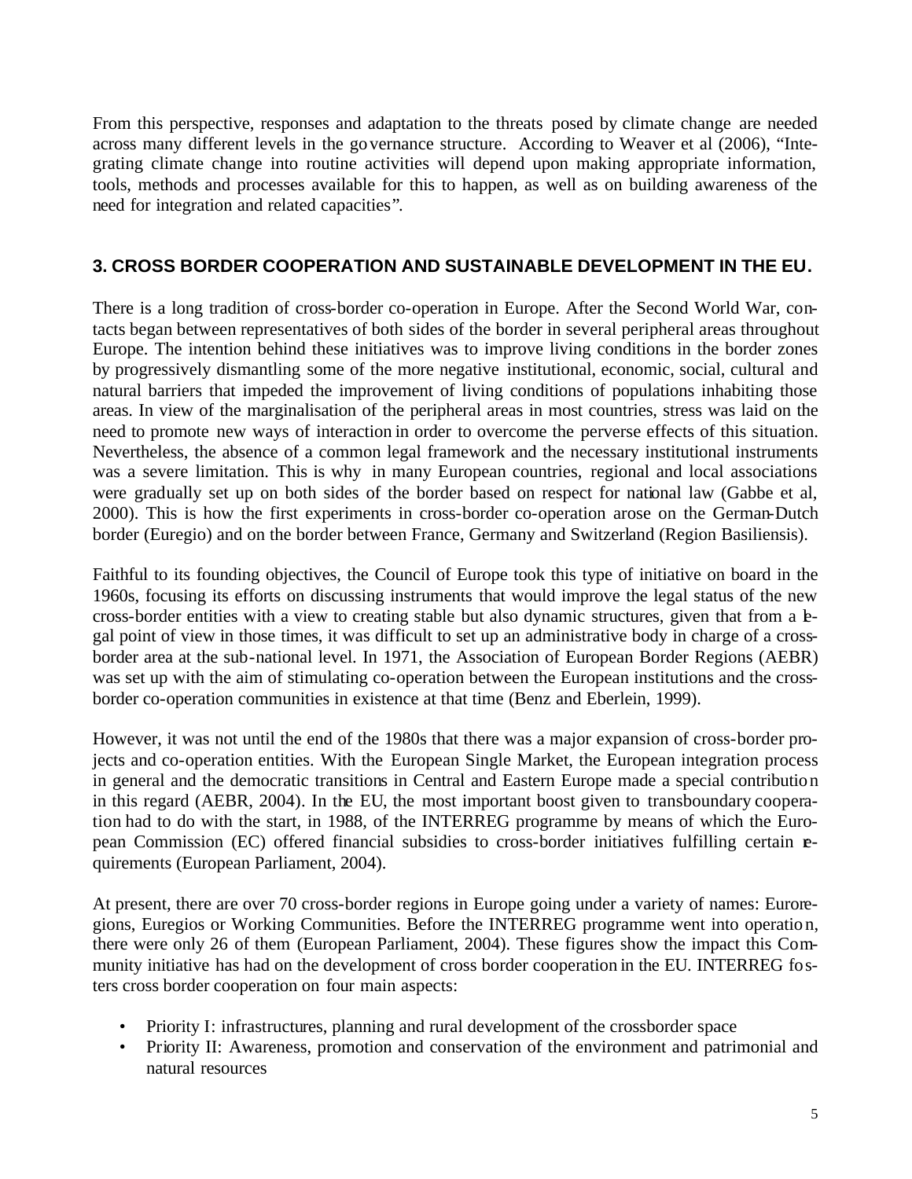From this perspective, responses and adaptation to the threats posed by climate change are needed across many different levels in the governance structure. According to Weaver et al (2006), "Integrating climate change into routine activities will depend upon making appropriate information, tools, methods and processes available for this to happen, as well as on building awareness of the need for integration and related capacities".

## 3. CROSS BORDER COOPERATION AND SUSTAINABLE DEVELOPMENT IN THE EU.

There is a long tradition of cross-border co-operation in Europe. After the Second World War, contacts began between representatives of both sides of the border in several peripheral areas throughout Europe. The intention behind these initiatives was to improve living conditions in the border zones by progressively dismantling some of the more negative institutional, economic, social, cultural and natural barriers that impeded the improvement of living conditions of populations inhabiting those areas. In view of the marginalisation of the peripheral areas in most countries, stress was laid on the need to promote new ways of interaction in order to overcome the perverse effects of this situation. Nevertheless, the absence of a common legal framework and the necessary institutional instruments was a severe limitation. This is why in many European countries, regional and local associations were gradually set up on both sides of the border based on respect for national law (Gabbe et al, 2000). This is how the first experiments in cross-border co-operation arose on the German-Dutch border (Euregio) and on the border between France, Germany and Switzerland (Region Basiliensis).

Faithful to its founding objectives, the Council of Europe took this type of initiative on board in the 1960s, focusing its efforts on discussing instruments that would improve the legal status of the new cross-border entities with a view to creating stable but also dynamic structures, given that from a legal point of view in those times, it was difficult to set up an administrative body in charge of a cross-border area at the sub-national level. In 1971, the Association of European Border Regions (AEBR) was set up with the aim of stimulating co-operation between the European institutions and the cross-border co-operation communities in existence at that time (Benz and Eberlein, 1999).

However, it was not until the end of the 1980s that there was a major expansion of cross-border projects and co-operation entities. With the European Single Market, the European integration process in general and the democratic transitions in Central and Eastern Europe made a special contribution in this regard (AEBR, 2004). In the EU, the most important boost given to transboundary cooperation had to do with the start, in 1988, of the INTERREG programme by means of which the European Commission (EC) offered financial subsidies to cross-border initiatives fulfilling certain requirements (European Parliament, 2004).

At present, there are over 70 cross-border regions in Europe going under a variety of names: Euroregions, Euregios or Working Communities. Before the INTERREG programme went into operation, there were only 26 of them (European Parliament, 2004). These figures show the impact this Community initiative has had on the development of cross border cooperation in the EU. INTERREG fosters cross border cooperation on four main aspects:

- Priority I: infrastructures, planning and rural development of the crossborder space
- Priority II: Awareness, promotion and conservation of the environment and patrimonial and natural resources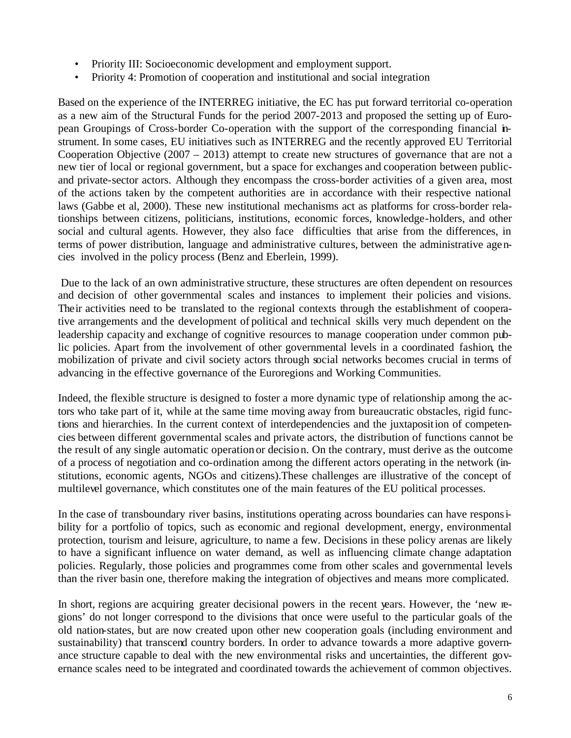- Priority III: Socioeconomic development and employment support.
- Priority 4: Promotion of cooperation and institutional and social integration

Based on the experience of the INTERREG initiative, the EC has put forward territorial co-operation as a new aim of the Structural Funds for the period 2007-2013 and proposed the setting up of European Groupings of Cross-border Co-operation with the support of the corresponding financial instrument. In some cases, EU initiatives such as INTERREG and the recently approved EU Territorial Cooperation Objective (2007 – 2013) attempt to create new structures of governance that are not a new tier of local or regional government, but a space for exchanges and cooperation between public- and private-sector actors. Although they encompass the cross-border activities of a given area, most of the actions taken by the competent authorities are in accordance with their respective national laws (Gabbe et al, 2000). These new institutional mechanisms act as platforms for cross-border relationships between citizens, politicians, institutions, economic forces, knowledge-holders, and other social and cultural agents. However, they also face difficulties that arise from the differences, in terms of power distribution, language and administrative cultures, between the administrative agencies involved in the policy process (Benz and Eberlein, 1999).

Due to the lack of an own administrative structure, these structures are often dependent on resources and decision of other governmental scales and instances to implement their policies and visions. Their activities need to be translated to the regional contexts through the establishment of cooperative arrangements and the development of political and technical skills very much dependent on the leadership capacity and exchange of cognitive resources to manage cooperation under common public policies. Apart from the involvement of other governmental levels in a coordinated fashion, the mobilization of private and civil society actors through social networks becomes crucial in terms of advancing in the effective governance of the Euroregions and Working Communities.

Indeed, the flexible structure is designed to foster a more dynamic type of relationship among the actors who take part of it, while at the same time moving away from bureaucratic obstacles, rigid functions and hierarchies. In the current context of interdependencies and the juxtaposition of competencies between different governmental scales and private actors, the distribution of functions cannot be the result of any single automatic operation or decision. On the contrary, must derive as the outcome of a process of negotiation and co-ordination among the different actors operating in the network (institutions, economic agents, NGOs and citizens).These challenges are illustrative of the concept of multilevel governance, which constitutes one of the main features of the EU political processes.

In the case of transboundary river basins, institutions operating across boundaries can have responsibility for a portfolio of topics, such as economic and regional development, energy, environmental protection, tourism and leisure, agriculture, to name a few. Decisions in these policy arenas are likely to have a significant influence on water demand, as well as influencing climate change adaptation policies. Regularly, those policies and programmes come from other scales and governmental levels than the river basin one, therefore making the integration of objectives and means more complicated.

In short, regions are acquiring greater decisional powers in the recent years. However, the 'new regions' do not longer correspond to the divisions that once were useful to the particular goals of the old nation-states, but are now created upon other new cooperation goals (including environment and sustainability) that transcend country borders. In order to advance towards a more adaptive governance structure capable to deal with the new environmental risks and uncertainties, the different governance scales need to be integrated and coordinated towards the achievement of common objectives.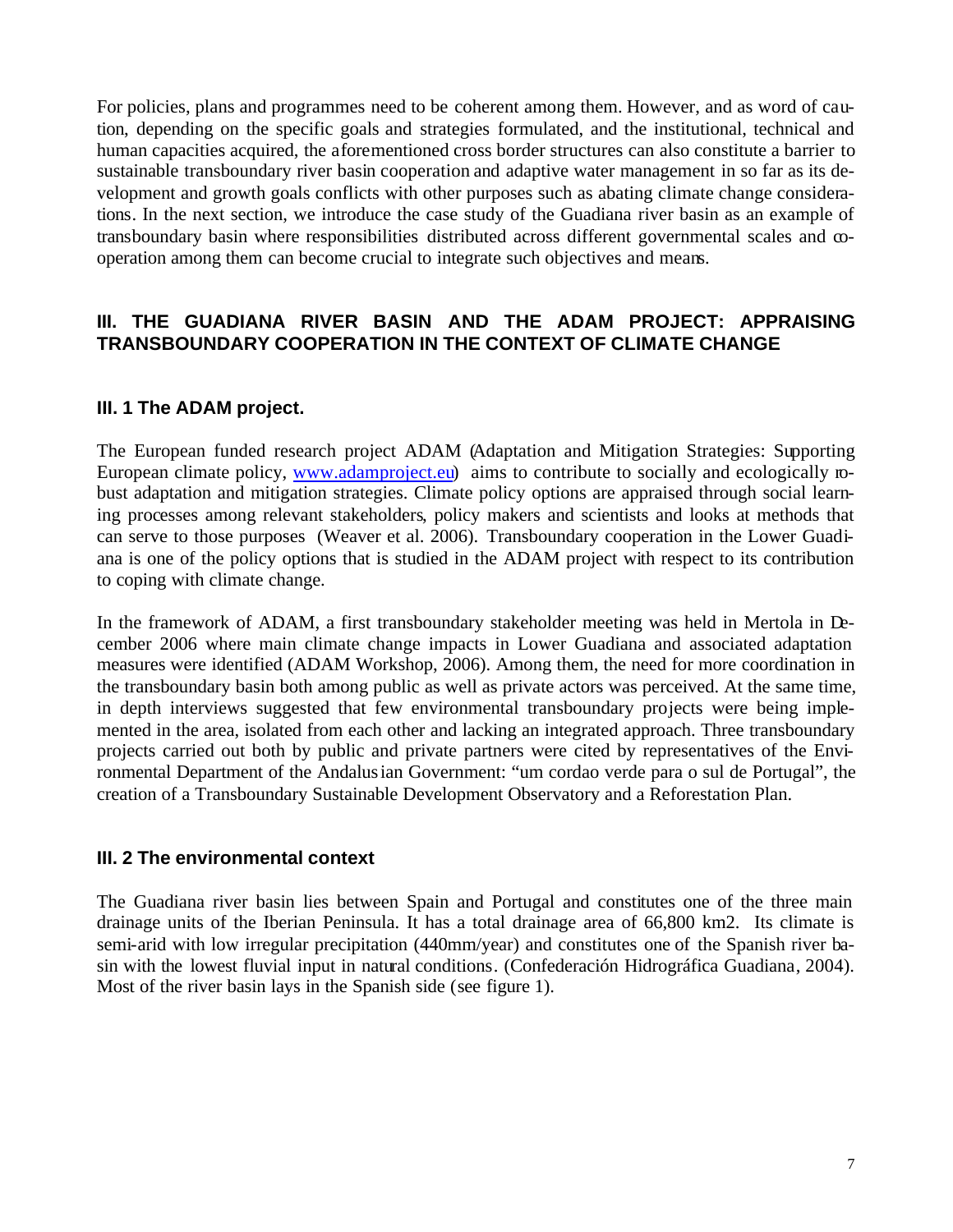For policies, plans and programmes need to be coherent among them. However, and as word of caution, depending on the specific goals and strategies formulated, and the institutional, technical and human capacities acquired, the aforementioned cross border structures can also constitute a barrier to sustainable transboundary river basin cooperation and adaptive water management in so far as its development and growth goals conflicts with other purposes such as abating climate change considerations. In the next section, we introduce the case study of the Guadiana river basin as an example of transboundary basin where responsibilities distributed across different governmental scales and cooperation among them can become crucial to integrate such objectives and means.

## III. THE GUADIANA RIVER BASIN AND THE ADAM PROJECT: APPRAISING TRANSBOUNDARY COOPERATION IN THE CONTEXT OF CLIMATE CHANGE

### III. 1 The ADAM project.

The European funded research project ADAM (Adaptation and Mitigation Strategies: Supporting European climate policy, www.adamproject.eu) aims to contribute to socially and ecologically robust adaptation and mitigation strategies. Climate policy options are appraised through social learning processes among relevant stakeholders, policy makers and scientists and looks at methods that can serve to those purposes (Weaver et al. 2006). Transboundary cooperation in the Lower Guadiana is one of the policy options that is studied in the ADAM project with respect to its contribution to coping with climate change.

In the framework of ADAM, a first transboundary stakeholder meeting was held in Mertola in December 2006 where main climate change impacts in Lower Guadiana and associated adaptation measures were identified (ADAM Workshop, 2006). Among them, the need for more coordination in the transboundary basin both among public as well as private actors was perceived. At the same time, in depth interviews suggested that few environmental transboundary projects were being implemented in the area, isolated from each other and lacking an integrated approach. Three transboundary projects carried out both by public and private partners were cited by representatives of the Environmental Department of the Andalusian Government: "um cordao verde para o sul de Portugal", the creation of a Transboundary Sustainable Development Observatory and a Reforestation Plan.

### III. 2 The environmental context

The Guadiana river basin lies between Spain and Portugal and constitutes one of the three main drainage units of the Iberian Peninsula. It has a total drainage area of 66,800 km2. Its climate is semi-arid with low irregular precipitation (440mm/year) and constitutes one of the Spanish river basin with the lowest fluvial input in natural conditions. (Confederación Hidrográfica Guadiana, 2004). Most of the river basin lays in the Spanish side (see figure 1).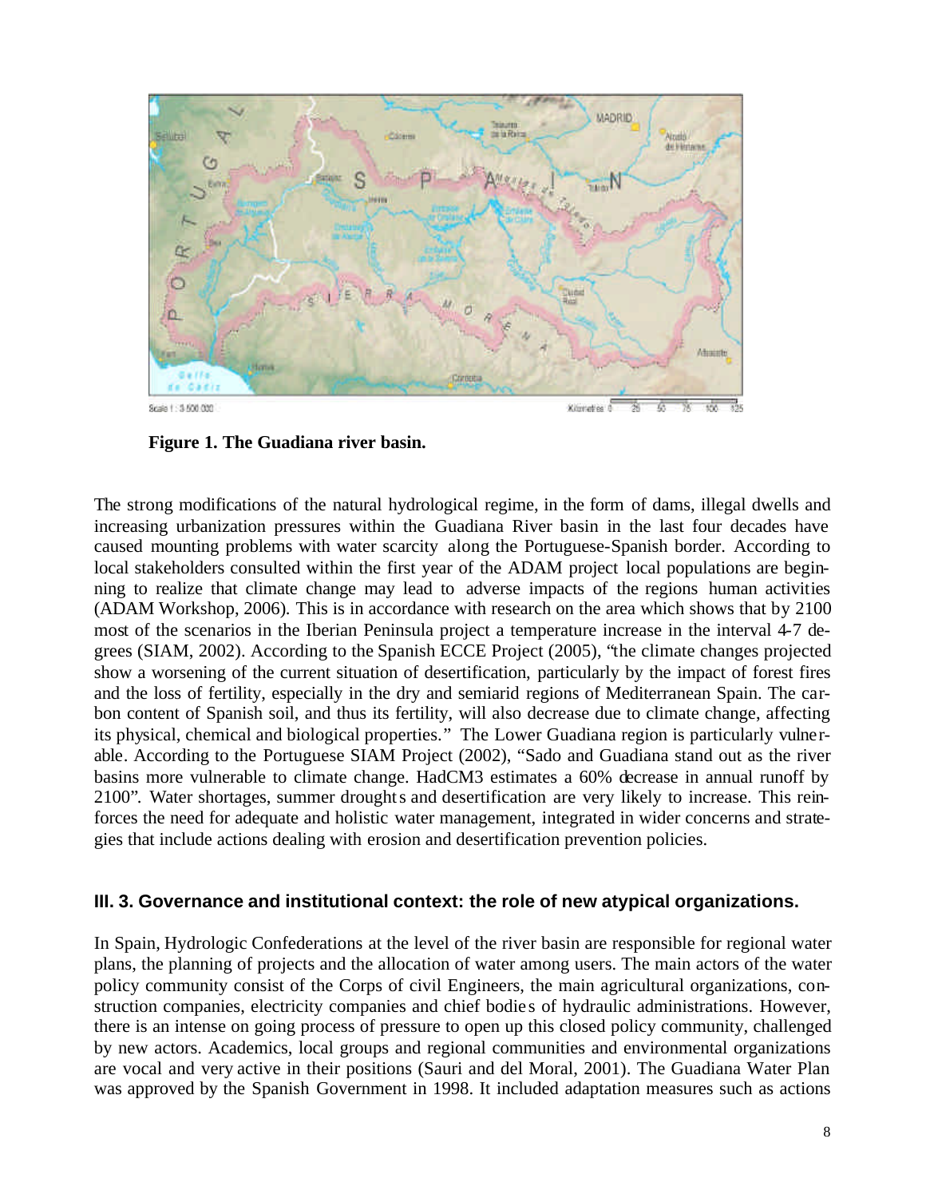**Figure 1. The Guadiana river basin.**

The strong modifications of the natural hydrological regime, in the form of dams, illegal dwells and increasing urbanization pressures within the Guadiana River basin in the last four decades have caused mounting problems with water scarcity along the Portuguese-Spanish border. According to local stakeholders consulted within the first year of the ADAM project local populations are beginning to realize that climate change may lead to adverse impacts of the regions human activities (ADAM Workshop, 2006). This is in accordance with research on the area which shows that by 2100 most of the scenarios in the Iberian Peninsula project a temperature increase in the interval 4-7 degrees (SIAM, 2002). According to the Spanish ECCE Project (2005), "the climate changes projected show a worsening of the current situation of desertification, particularly by the impact of forest fires and the loss of fertility, especially in the dry and semiarid regions of Mediterranean Spain. The carbon content of Spanish soil, and thus its fertility, will also decrease due to climate change, affecting its physical, chemical and biological properties." The Lower Guadiana region is particularly vulnerable. According to the Portuguese SIAM Project (2002), "Sado and Guadiana stand out as the river basins more vulnerable to climate change. HadCM3 estimates a 60% decrease in annual runoff by 2100". Water shortages, summer droughts and desertification are very likely to increase. This reinforces the need for adequate and holistic water management, integrated in wider concerns and strategies that include actions dealing with erosion and desertification prevention policies.

### III. 3. Governance and institutional context: the role of new atypical organizations.

In Spain, Hydrologic Confederations at the level of the river basin are responsible for regional water plans, the planning of projects and the allocation of water among users. The main actors of the water policy community consist of the Corps of civil Engineers, the main agricultural organizations, construction companies, electricity companies and chief bodies of hydraulic administrations. However, there is an intense on going process of pressure to open up this closed policy community, challenged by new actors. Academics, local groups and regional communities and environmental organizations are vocal and very active in their positions (Sauri and del Moral, 2001). The Guadiana Water Plan was approved by the Spanish Government in 1998. It included adaptation measures such as actions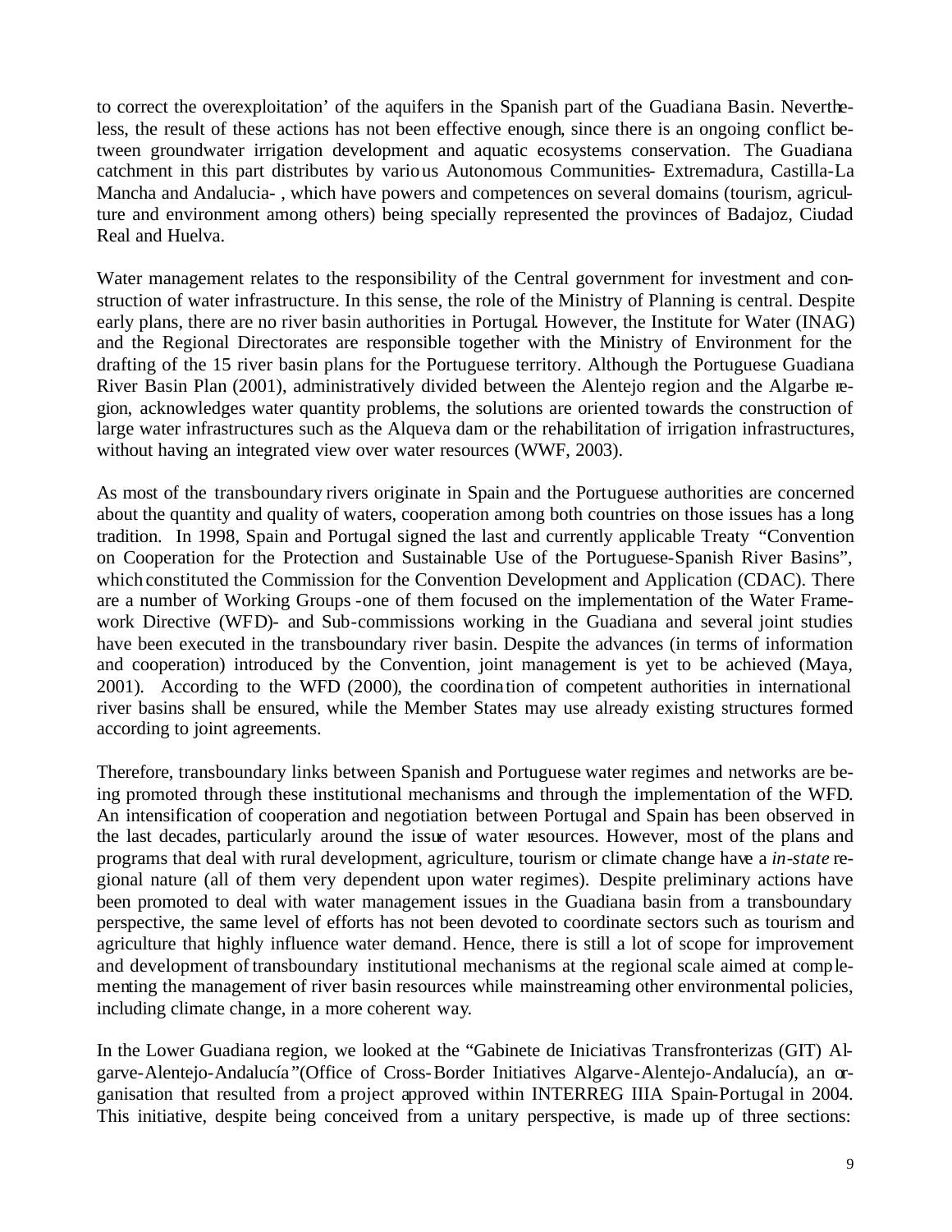to correct the overexploitation' of the aquifers in the Spanish part of the Guadiana Basin. Nevertheless, the result of these actions has not been effective enough, since there is an ongoing conflict between groundwater irrigation development and aquatic ecosystems conservation. The Guadiana catchment in this part distributes by various Autonomous Communities- Extremadura, Castilla-La Mancha and Andalucia- , which have powers and competences on several domains (tourism, agriculture and environment among others) being specially represented the provinces of Badajoz, Ciudad Real and Huelva.

Water management relates to the responsibility of the Central government for investment and construction of water infrastructure. In this sense, the role of the Ministry of Planning is central. Despite early plans, there are no river basin authorities in Portugal. However, the Institute for Water (INAG) and the Regional Directorates are responsible together with the Ministry of Environment for the drafting of the 15 river basin plans for the Portuguese territory. Although the Portuguese Guadiana River Basin Plan (2001), administratively divided between the Alentejo region and the Algarbe region, acknowledges water quantity problems, the solutions are oriented towards the construction of large water infrastructures such as the Alqueva dam or the rehabilitation of irrigation infrastructures, without having an integrated view over water resources (WWF, 2003).

As most of the transboundary rivers originate in Spain and the Portuguese authorities are concerned about the quantity and quality of waters, cooperation among both countries on those issues has a long tradition. In 1998, Spain and Portugal signed the last and currently applicable Treaty "Convention on Cooperation for the Protection and Sustainable Use of the Portuguese-Spanish River Basins", which constituted the Commission for the Convention Development and Application (CDAC). There are a number of Working Groups -one of them focused on the implementation of the Water Framework Directive (WFD)- and Sub-commissions working in the Guadiana and several joint studies have been executed in the transboundary river basin. Despite the advances (in terms of information and cooperation) introduced by the Convention, joint management is yet to be achieved (Maya, 2001). According to the WFD (2000), the coordination of competent authorities in international river basins shall be ensured, while the Member States may use already existing structures formed according to joint agreements.

Therefore, transboundary links between Spanish and Portuguese water regimes and networks are being promoted through these institutional mechanisms and through the implementation of the WFD. An intensification of cooperation and negotiation between Portugal and Spain has been observed in the last decades, particularly around the issue of water resources. However, most of the plans and programs that deal with rural development, agriculture, tourism or climate change have a *in-state* regional nature (all of them very dependent upon water regimes). Despite preliminary actions have been promoted to deal with water management issues in the Guadiana basin from a transboundary perspective, the same level of efforts has not been devoted to coordinate sectors such as tourism and agriculture that highly influence water demand. Hence, there is still a lot of scope for improvement and development of transboundary institutional mechanisms at the regional scale aimed at complementing the management of river basin resources while mainstreaming other environmental policies, including climate change, in a more coherent way.

In the Lower Guadiana region, we looked at the "Gabinete de Iniciativas Transfronterizas (GIT) Algarve-Alentejo-Andalucía"(Office of Cross-Border Initiatives Algarve-Alentejo-Andalucía), an organisation that resulted from a project approved within INTERREG IIIA Spain-Portugal in 2004. This initiative, despite being conceived from a unitary perspective, is made up of three sections: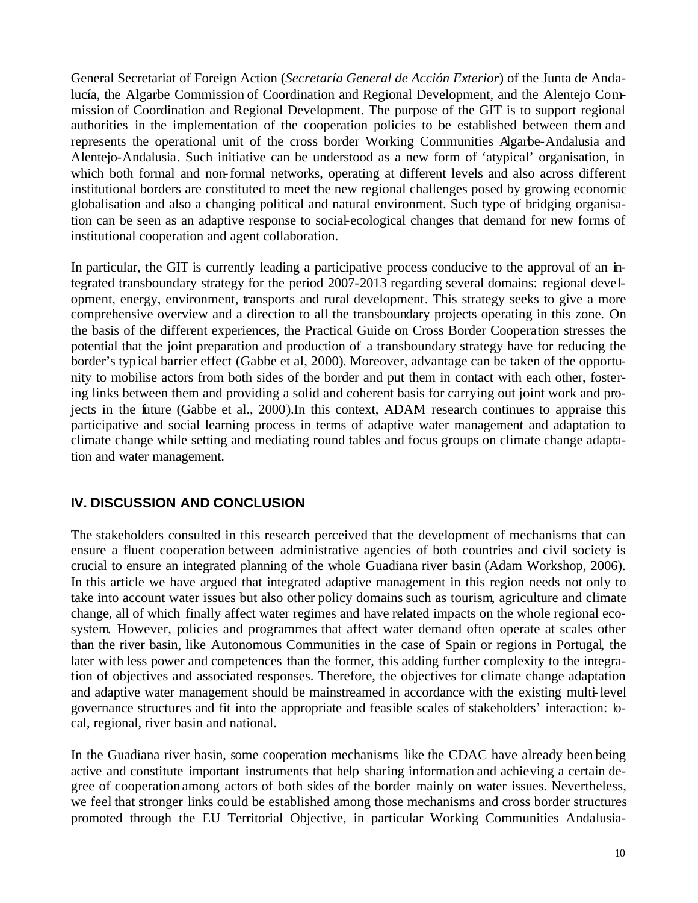General Secretariat of Foreign Action (*Secretaría General de Acción Exterior*) of the Junta de Andalucía, the Algarbe Commission of Coordination and Regional Development, and the Alentejo Commission of Coordination and Regional Development. The purpose of the GIT is to support regional authorities in the implementation of the cooperation policies to be established between them and represents the operational unit of the cross border Working Communities Algarbe-Andalusia and Alentejo-Andalusia. Such initiative can be understood as a new form of 'atypical' organisation, in which both formal and non-formal networks, operating at different levels and also across different institutional borders are constituted to meet the new regional challenges posed by growing economic globalisation and also a changing political and natural environment. Such type of bridging organisation can be seen as an adaptive response to social-ecological changes that demand for new forms of institutional cooperation and agent collaboration.

In particular, the GIT is currently leading a participative process conducive to the approval of an integrated transboundary strategy for the period 2007-2013 regarding several domains: regional development, energy, environment, transports and rural development. This strategy seeks to give a more comprehensive overview and a direction to all the transboundary projects operating in this zone. On the basis of the different experiences, the Practical Guide on Cross Border Cooperation stresses the potential that the joint preparation and production of a transboundary strategy have for reducing the border's typical barrier effect (Gabbe et al, 2000). Moreover, advantage can be taken of the opportunity to mobilise actors from both sides of the border and put them in contact with each other, fostering links between them and providing a solid and coherent basis for carrying out joint work and projects in the future (Gabbe et al., 2000).In this context, ADAM research continues to appraise this participative and social learning process in terms of adaptive water management and adaptation to climate change while setting and mediating round tables and focus groups on climate change adaptation and water management.

## IV. DISCUSSION AND CONCLUSION

The stakeholders consulted in this research perceived that the development of mechanisms that can ensure a fluent cooperation between administrative agencies of both countries and civil society is crucial to ensure an integrated planning of the whole Guadiana river basin (Adam Workshop, 2006). In this article we have argued that integrated adaptive management in this region needs not only to take into account water issues but also other policy domains such as tourism, agriculture and climate change, all of which finally affect water regimes and have related impacts on the whole regional ecosystem. However, policies and programmes that affect water demand often operate at scales other than the river basin, like Autonomous Communities in the case of Spain or regions in Portugal, the later with less power and competences than the former, this adding further complexity to the integration of objectives and associated responses. Therefore, the objectives for climate change adaptation and adaptive water management should be mainstreamed in accordance with the existing multi-level governance structures and fit into the appropriate and feasible scales of stakeholders' interaction: local, regional, river basin and national.

In the Guadiana river basin, some cooperation mechanisms like the CDAC have already been being active and constitute important instruments that help sharing information and achieving a certain degree of cooperation among actors of both sides of the border mainly on water issues. Nevertheless, we feel that stronger links could be established among those mechanisms and cross border structures promoted through the EU Territorial Objective, in particular Working Communities Andalusia-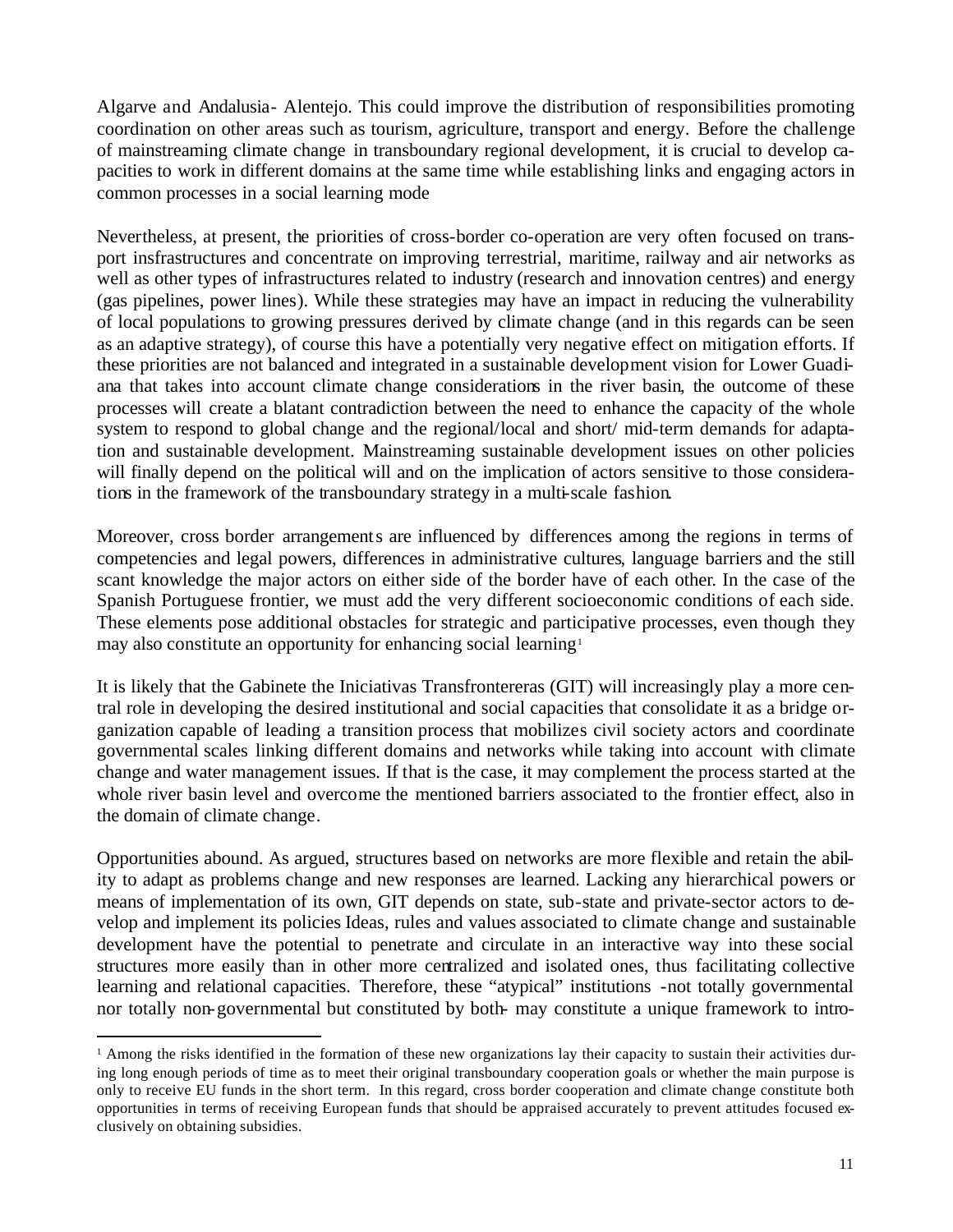Algarve and Andalusia- Alentejo. This could improve the distribution of responsibilities promoting coordination on other areas such as tourism, agriculture, transport and energy. Before the challenge of mainstreaming climate change in transboundary regional development, it is crucial to develop capacities to work in different domains at the same time while establishing links and engaging actors in common processes in a social learning mode

Nevertheless, at present, the priorities of cross-border co-operation are very often focused on transport insfrastructures and concentrate on improving terrestrial, maritime, railway and air networks as well as other types of infrastructures related to industry (research and innovation centres) and energy (gas pipelines, power lines). While these strategies may have an impact in reducing the vulnerability of local populations to growing pressures derived by climate change (and in this regards can be seen as an adaptive strategy), of course this have a potentially very negative effect on mitigation efforts. If these priorities are not balanced and integrated in a sustainable development vision for Lower Guadiana that takes into account climate change considerations in the river basin, the outcome of these processes will create a blatant contradiction between the need to enhance the capacity of the whole system to respond to global change and the regional/local and short/ mid-term demands for adaptation and sustainable development. Mainstreaming sustainable development issues on other policies will finally depend on the political will and on the implication of actors sensitive to those considerations in the framework of the transboundary strategy in a multi-scale fashion.

Moreover, cross border arrangements are influenced by differences among the regions in terms of competencies and legal powers, differences in administrative cultures, language barriers and the still scant knowledge the major actors on either side of the border have of each other. In the case of the Spanish Portuguese frontier, we must add the very different socioeconomic conditions of each side. These elements pose additional obstacles for strategic and participative processes, even though they may also constitute an opportunity for enhancing social learning[1]

It is likely that the Gabinete the Iniciativas Transfrontereras (GIT) will increasingly play a more central role in developing the desired institutional and social capacities that consolidate it as a bridge organization capable of leading a transition process that mobilizes civil society actors and coordinate governmental scales linking different domains and networks while taking into account with climate change and water management issues. If that is the case, it may complement the process started at the whole river basin level and overcome the mentioned barriers associated to the frontier effect, also in the domain of climate change.

Opportunities abound. As argued, structures based on networks are more flexible and retain the ability to adapt as problems change and new responses are learned. Lacking any hierarchical powers or means of implementation of its own, GIT depends on state, sub-state and private-sector actors to develop and implement its policies Ideas, rules and values associated to climate change and sustainable development have the potential to penetrate and circulate in an interactive way into these social structures more easily than in other more centralized and isolated ones, thus facilitating collective learning and relational capacities. Therefore, these "atypical" institutions -not totally governmental nor totally non-governmental but constituted by both- may constitute a unique framework to intro-

[1] Among the risks identified in the formation of these new organizations lay their capacity to sustain their activities during long enough periods of time as to meet their original transboundary cooperation goals or whether the main purpose is only to receive EU funds in the short term. In this regard, cross border cooperation and climate change constitute both opportunities in terms of receiving European funds that should be appraised accurately to prevent attitudes focused exclusively on obtaining subsidies.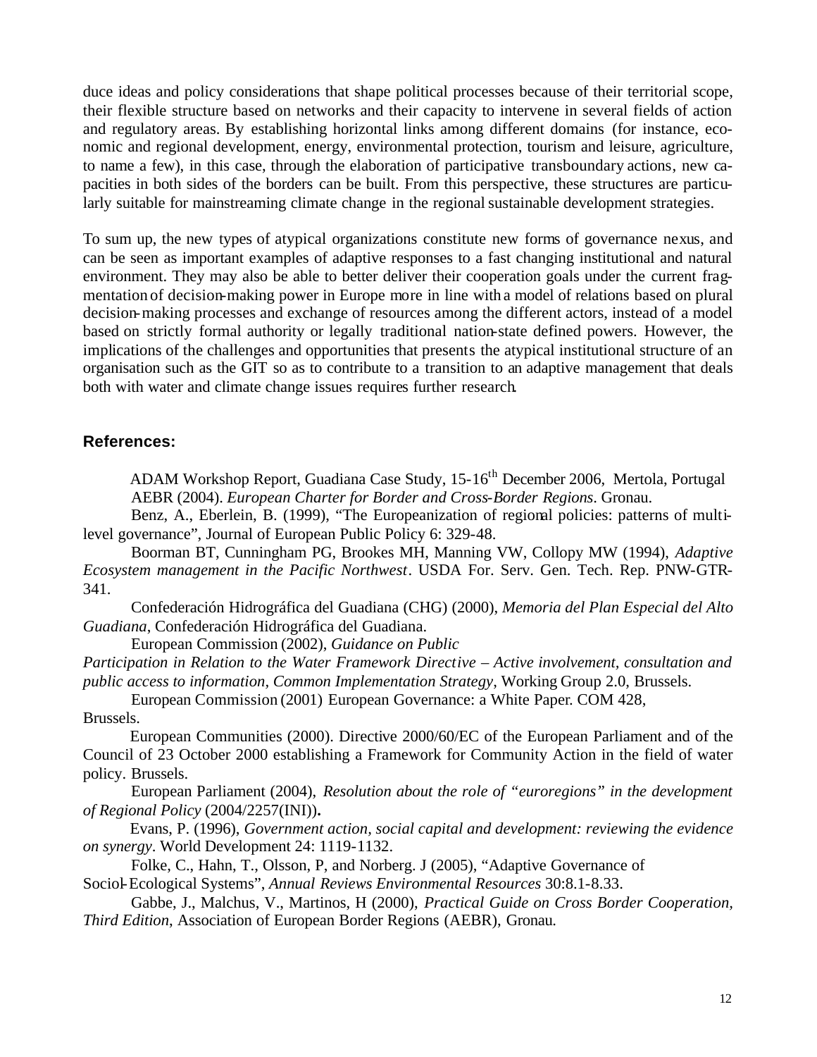duce ideas and policy considerations that shape political processes because of their territorial scope, their flexible structure based on networks and their capacity to intervene in several fields of action and regulatory areas. By establishing horizontal links among different domains (for instance, economic and regional development, energy, environmental protection, tourism and leisure, agriculture, to name a few), in this case, through the elaboration of participative transboundary actions, new capacities in both sides of the borders can be built. From this perspective, these structures are particularly suitable for mainstreaming climate change in the regional sustainable development strategies.

To sum up, the new types of atypical organizations constitute new forms of governance nexus, and can be seen as important examples of adaptive responses to a fast changing institutional and natural environment. They may also be able to better deliver their cooperation goals under the current fragmentation of decision-making power in Europe more in line with a model of relations based on plural decision-making processes and exchange of resources among the different actors, instead of a model based on strictly formal authority or legally traditional nation-state defined powers. However, the implications of the challenges and opportunities that presents the atypical institutional structure of an organisation such as the GIT so as to contribute to a transition to an adaptive management that deals both with water and climate change issues requires further research.

## References:

ADAM Workshop Report, Guadiana Case Study, 15-16th December 2006, Mertola, Portugal

AEBR (2004). *European Charter for Border and Cross-Border Regions*. Gronau.

Benz, A., Eberlein, B. (1999), "The Europeanization of regional policies: patterns of multilevel governance", Journal of European Public Policy 6: 329-48.

Boorman BT, Cunningham PG, Brookes MH, Manning VW, Collopy MW (1994), *Adaptive Ecosystem management in the Pacific Northwest*. USDA For. Serv. Gen. Tech. Rep. PNW-GTR-341.

Confederación Hidrográfica del Guadiana (CHG) (2000), *Memoria del Plan Especial del Alto Guadiana*, Confederación Hidrográfica del Guadiana.

European Commission (2002), *Guidance on Public Participation in Relation to the Water Framework Directive – Active involvement, consultation and public access to information, Common Implementation Strategy*, Working Group 2.0, Brussels.

European Commission (2001) European Governance: a White Paper. COM 428, Brussels.

European Communities (2000). Directive 2000/60/EC of the European Parliament and of the Council of 23 October 2000 establishing a Framework for Community Action in the field of water policy. Brussels.

European Parliament (2004), *Resolution about the role of "euroregions" in the development of Regional Policy* (2004/2257(INI))**.**

Evans, P. (1996), *Government action, social capital and development: reviewing the evidence on synergy*. World Development 24: 1119-1132.

Folke, C., Hahn, T., Olsson, P, and Norberg. J (2005), "Adaptive Governance of Sociol-Ecological Systems", *Annual Reviews Environmental Resources* 30:8.1-8.33.

Gabbe, J., Malchus, V., Martinos, H (2000), *Practical Guide on Cross Border Cooperation, Third Edition*, Association of European Border Regions (AEBR), Gronau.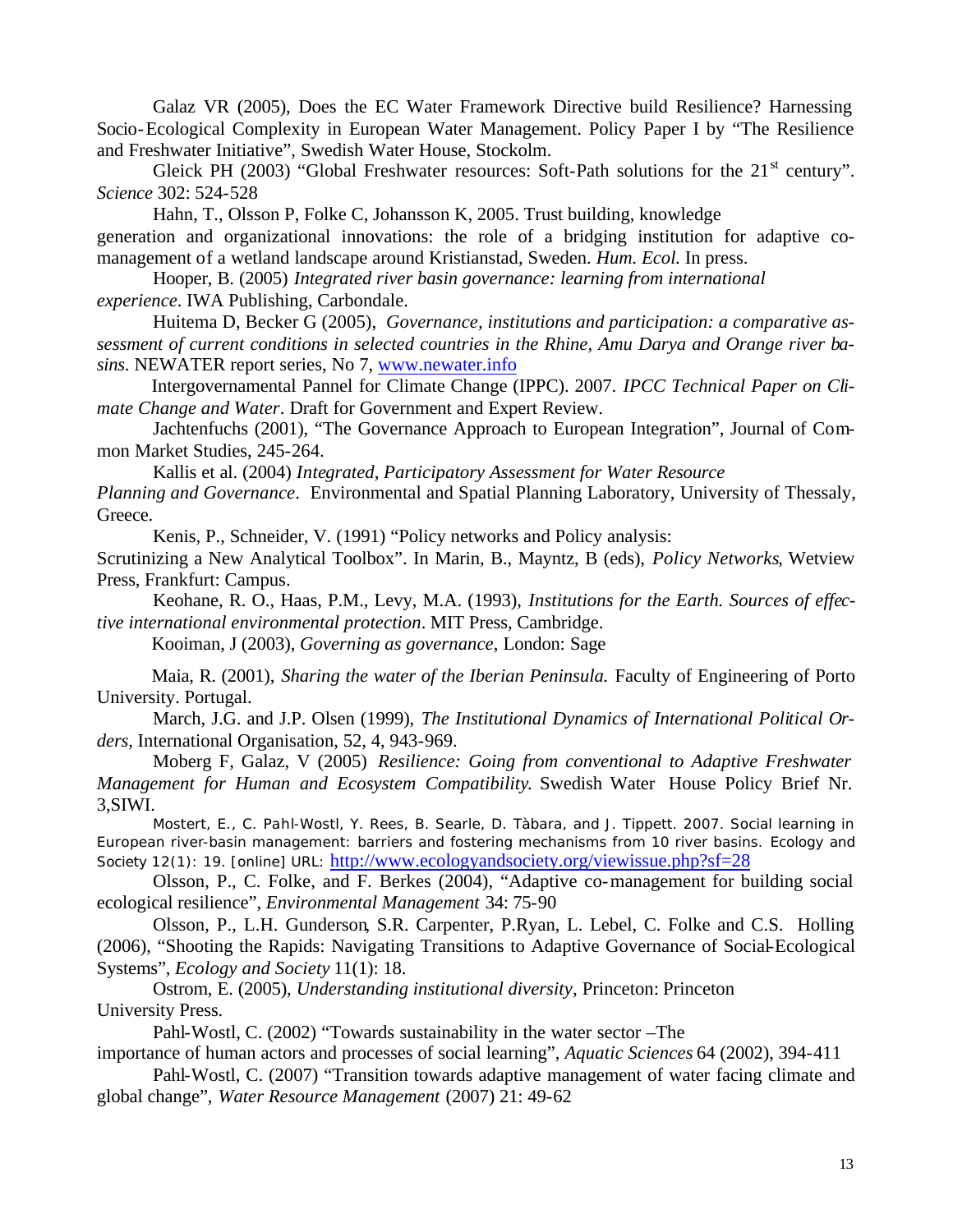Galaz VR (2005), Does the EC Water Framework Directive build Resilience? Harnessing Socio-Ecological Complexity in European Water Management. Policy Paper I by "The Resilience and Freshwater Initiative", Swedish Water House, Stockolm.

Gleick PH (2003) "Global Freshwater resources: Soft-Path solutions for the 21st century". *Science* 302: 524-528

Hahn, T., Olsson P, Folke C, Johansson K, 2005. Trust building, knowledge generation and organizational innovations: the role of a bridging institution for adaptive co-management of a wetland landscape around Kristianstad, Sweden. *Hum. Ecol.* In press.

Hooper, B. (2005) *Integrated river basin governance: learning from international experience*. IWA Publishing, Carbondale.

Huitema D, Becker G (2005), *Governance, institutions and participation: a comparative assessment of current conditions in selected countries in the Rhine, Amu Darya and Orange river basins*. NEWATER report series, No 7, www.newater.info

Intergovernamental Pannel for Climate Change (IPPC). 2007. *IPCC Technical Paper on Climate Change and Water*. Draft for Government and Expert Review.

Jachtenfuchs (2001), "The Governance Approach to European Integration", Journal of Common Market Studies, 245-264.

Kallis et al. (2004) *Integrated, Participatory Assessment for Water Resource Planning and Governance*. Environmental and Spatial Planning Laboratory, University of Thessaly, Greece.

Kenis, P., Schneider, V. (1991) "Policy networks and Policy analysis: Scrutinizing a New Analytical Toolbox". In Marin, B., Mayntz, B (eds), *Policy Networks*, Wetview Press, Frankfurt: Campus.

Keohane, R. O., Haas, P.M., Levy, M.A. (1993), *Institutions for the Earth. Sources of effective international environmental protection*. MIT Press, Cambridge.

Kooiman, J (2003), *Governing as governance*, London: Sage

Maia, R. (2001), *Sharing the water of the Iberian Peninsula.* Faculty of Engineering of Porto University. Portugal.

March, J.G. and J.P. Olsen (1999), *The Institutional Dynamics of International Political Orders*, International Organisation, 52, 4, 943-969.

Moberg F, Galaz, V (2005) *Resilience: Going from conventional to Adaptive Freshwater Management for Human and Ecosystem Compatibility.* Swedish Water House Policy Brief Nr. 3,SIWI.

Mostert, E., C. Pahl-Wostl, Y. Rees, B. Searle, D. Tàbara, and J. Tippett. 2007. Social learning in European river-basin management: barriers and fostering mechanisms from 10 river basins. Ecology and Society 12(1): 19. [online] URL: http://www.ecologyandsociety.org/viewissue.php?sf=28

Olsson, P., C. Folke, and F. Berkes (2004), "Adaptive co-management for building social ecological resilience", *Environmental Management* 34: 75-90

Olsson, P., L.H. Gunderson, S.R. Carpenter, P.Ryan, L. Lebel, C. Folke and C.S. Holling (2006), "Shooting the Rapids: Navigating Transitions to Adaptive Governance of Social-Ecological Systems", *Ecology and Society* 11(1): 18.

Ostrom, E. (2005), *Understanding institutional diversity*, Princeton: Princeton University Press.

Pahl-Wostl, C. (2002) "Towards sustainability in the water sector –The importance of human actors and processes of social learning", *Aquatic Sciences* 64 (2002), 394-411

Pahl-Wostl, C. (2007) "Transition towards adaptive management of water facing climate and global change", *Water Resource Management* (2007) 21: 49-62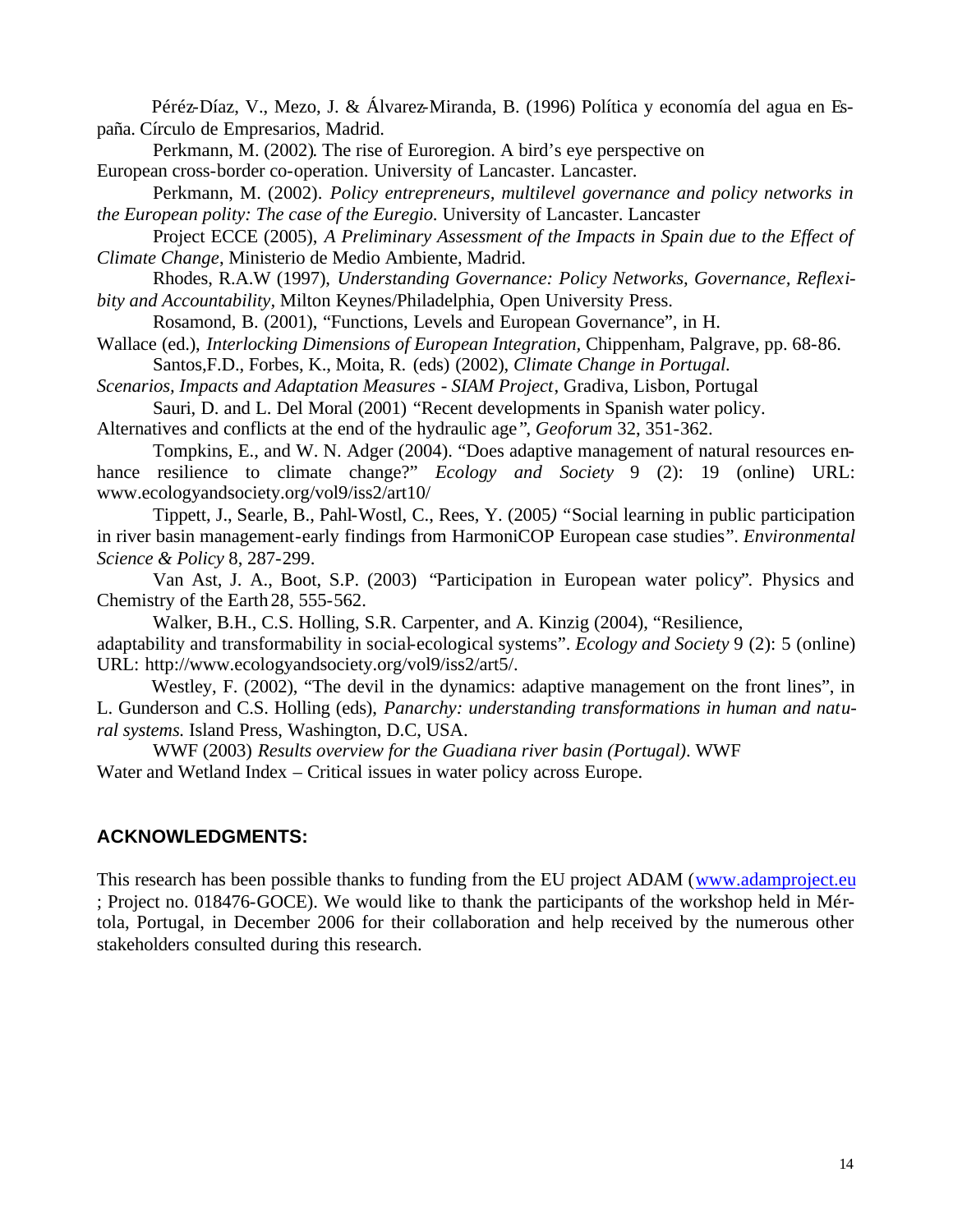Péréz-Díaz, V., Mezo, J. & Álvarez-Miranda, B. (1996) Política y economía del agua en España. Círculo de Empresarios, Madrid.

Perkmann, M. (2002). The rise of Euroregion. A bird's eye perspective on European cross-border co-operation. University of Lancaster. Lancaster.

Perkmann, M. (2002). *Policy entrepreneurs, multilevel governance and policy networks in the European polity: The case of the Euregio.* University of Lancaster. Lancaster

Project ECCE (2005), *A Preliminary Assessment of the Impacts in Spain due to the Effect of Climate Change*, Ministerio de Medio Ambiente, Madrid.

Rhodes, R.A.W (1997), *Understanding Governance: Policy Networks, Governance, Reflexibity and Accountability*, Milton Keynes/Philadelphia, Open University Press.

Rosamond, B. (2001), "Functions, Levels and European Governance", in H. Wallace (ed.), *Interlocking Dimensions of European Integration*, Chippenham, Palgrave, pp. 68-86.

Santos,F.D., Forbes, K., Moita, R. (eds) (2002), *Climate Change in Portugal. Scenarios, Impacts and Adaptation Measures - SIAM Project*, Gradiva, Lisbon, Portugal

Sauri, D. and L. Del Moral (2001) "Recent developments in Spanish water policy. Alternatives and conflicts at the end of the hydraulic age", *Geoforum* 32, 351-362.

Tompkins, E., and W. N. Adger (2004). "Does adaptive management of natural resources enhance resilience to climate change?" *Ecology and Society* 9 (2): 19 (online) URL: www.ecologyandsociety.org/vol9/iss2/art10/

Tippett, J., Searle, B., Pahl-Wostl, C., Rees, Y. (2005) "Social learning in public participation in river basin management-early findings from HarmoniCOP European case studies". *Environmental Science & Policy* 8, 287-299.

Van Ast, J. A., Boot, S.P. (2003) "Participation in European water policy". Physics and Chemistry of the Earth 28, 555-562.

Walker, B.H., C.S. Holling, S.R. Carpenter, and A. Kinzig (2004), "Resilience, adaptability and transformability in social-ecological systems". *Ecology and Society* 9 (2): 5 (online) URL: http://www.ecologyandsociety.org/vol9/iss2/art5/.

Westley, F. (2002), "The devil in the dynamics: adaptive management on the front lines", in L. Gunderson and C.S. Holling (eds), *Panarchy: understanding transformations in human and natural systems.* Island Press, Washington, D.C, USA.

WWF (2003) *Results overview for the Guadiana river basin (Portugal)*. WWF Water and Wetland Index – Critical issues in water policy across Europe.

## ACKNOWLEDGMENTS:

This research has been possible thanks to funding from the EU project ADAM (www.adamproject.eu ; Project no. 018476-GOCE). We would like to thank the participants of the workshop held in Mértola, Portugal, in December 2006 for their collaboration and help received by the numerous other stakeholders consulted during this research.